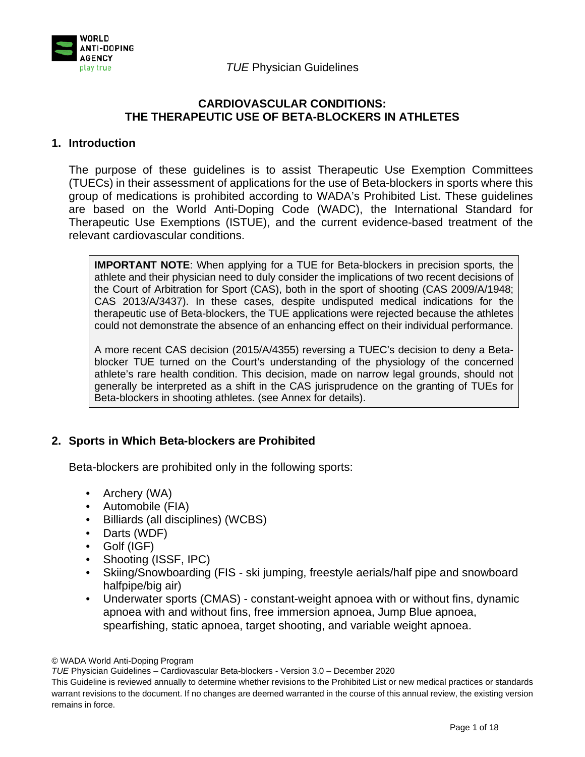# CARDIOVASCULAR CONDITIONS: THE THERAPEUTIC USE OF BETA-BLOCKERS IN ATHLETES

## 1. Introduction

The purpose of these guidelines is to assist Therapeutic Use Exemption Committees (TUECs) in their assessment of applications for the use of Beta-blockers in sports where this group of medications is prohibited according to WADA's Prohibited List. These guidelines are based on the World Anti-Doping Code (WADC), the International Standard for Therapeutic Use Exemptions (ISTUE), and the current evidence-based treatment of the relevant cardiovascular conditions.

> **IMPORTANT NOTE**: When applying for a TUE for Beta-blockers in precision sports, the athlete and their physician need to duly consider the implications of two recent decisions of the Court of Arbitration for Sport (CAS), both in the sport of shooting (CAS 2009/A/1948; CAS 2013/A/3437). In these cases, despite undisputed medical indications for the therapeutic use of Beta-blockers, the TUE applications were rejected because the athletes could not demonstrate the absence of an enhancing effect on their individual performance.
>
> A more recent CAS decision (2015/A/4355) reversing a TUEC's decision to deny a Beta-blocker TUE turned on the Court's understanding of the physiology of the concerned athlete's rare health condition. This decision, made on narrow legal grounds, should not generally be interpreted as a shift in the CAS jurisprudence on the granting of TUEs for Beta-blockers in shooting athletes. (see Annex for details).

## 2. Sports in Which Beta-blockers are Prohibited

Beta-blockers are prohibited only in the following sports:

- Archery (WA)
- Automobile (FIA)
- Billiards (all disciplines) (WCBS)
- Darts (WDF)
- Golf (IGF)
- Shooting (ISSF, IPC)
- Skiing/Snowboarding (FIS - ski jumping, freestyle aerials/half pipe and snowboard halfpipe/big air)
- Underwater sports (CMAS) - constant-weight apnoea with or without fins, dynamic apnoea with and without fins, free immersion apnoea, Jump Blue apnoea, spearfishing, static apnoea, target shooting, and variable weight apnoea.

© WADA World Anti-Doping Program

*TUE* Physician Guidelines – Cardiovascular Beta-blockers - Version 3.0 – December 2020

This Guideline is reviewed annually to determine whether revisions to the Prohibited List or new medical practices or standards warrant revisions to the document. If no changes are deemed warranted in the course of this annual review, the existing version remains in force.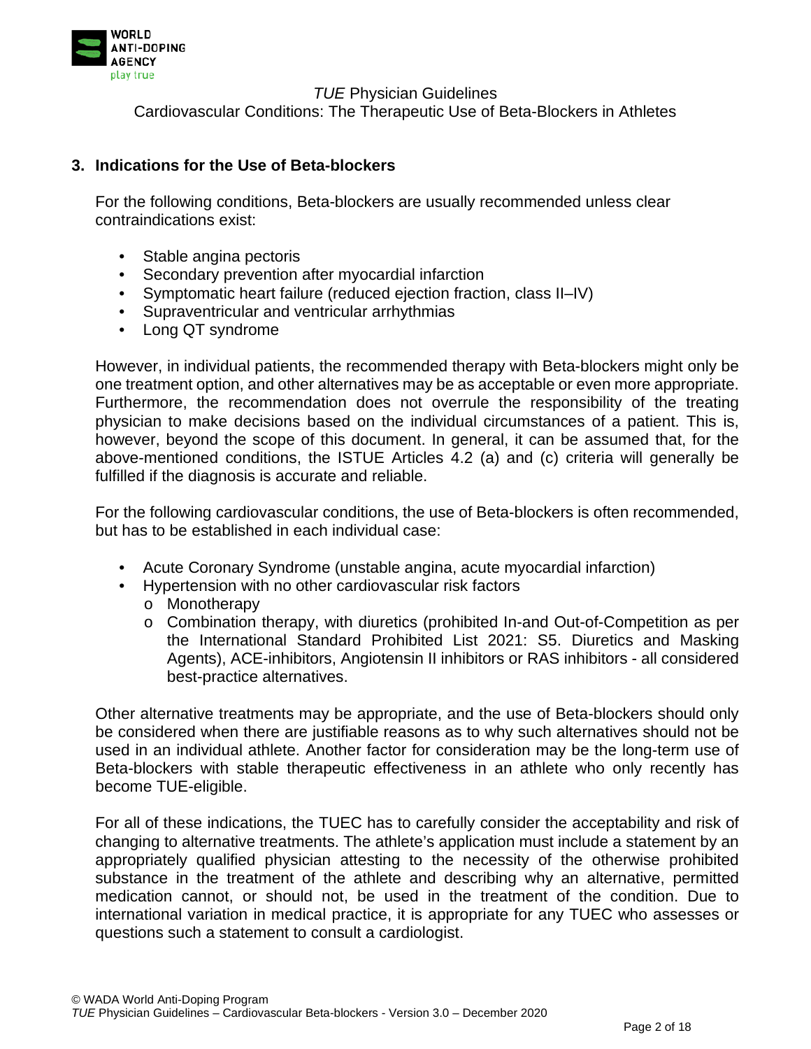## 3. Indications for the Use of Beta-blockers

For the following conditions, Beta-blockers are usually recommended unless clear contraindications exist:

- Stable angina pectoris
- Secondary prevention after myocardial infarction
- Symptomatic heart failure (reduced ejection fraction, class II–IV)
- Supraventricular and ventricular arrhythmias
- Long QT syndrome

However, in individual patients, the recommended therapy with Beta-blockers might only be one treatment option, and other alternatives may be as acceptable or even more appropriate. Furthermore, the recommendation does not overrule the responsibility of the treating physician to make decisions based on the individual circumstances of a patient. This is, however, beyond the scope of this document. In general, it can be assumed that, for the above-mentioned conditions, the ISTUE Articles 4.2 (a) and (c) criteria will generally be fulfilled if the diagnosis is accurate and reliable.

For the following cardiovascular conditions, the use of Beta-blockers is often recommended, but has to be established in each individual case:

- Acute Coronary Syndrome (unstable angina, acute myocardial infarction)
- Hypertension with no other cardiovascular risk factors
  - Monotherapy
  - Combination therapy, with diuretics (prohibited In-and Out-of-Competition as per the International Standard Prohibited List 2021: S5. Diuretics and Masking Agents), ACE-inhibitors, Angiotensin II inhibitors or RAS inhibitors - all considered best-practice alternatives.

Other alternative treatments may be appropriate, and the use of Beta-blockers should only be considered when there are justifiable reasons as to why such alternatives should not be used in an individual athlete. Another factor for consideration may be the long-term use of Beta-blockers with stable therapeutic effectiveness in an athlete who only recently has become TUE-eligible.

For all of these indications, the TUEC has to carefully consider the acceptability and risk of changing to alternative treatments. The athlete's application must include a statement by an appropriately qualified physician attesting to the necessity of the otherwise prohibited substance in the treatment of the athlete and describing why an alternative, permitted medication cannot, or should not, be used in the treatment of the condition. Due to international variation in medical practice, it is appropriate for any TUEC who assesses or questions such a statement to consult a cardiologist.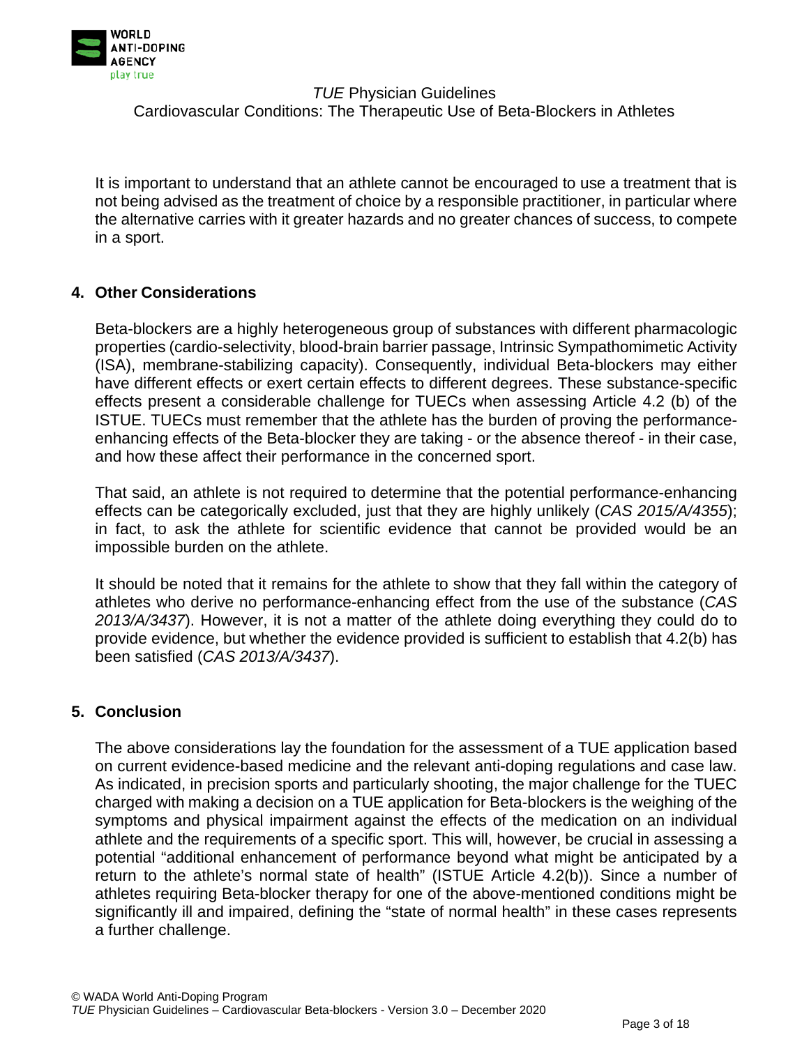It is important to understand that an athlete cannot be encouraged to use a treatment that is not being advised as the treatment of choice by a responsible practitioner, in particular where the alternative carries with it greater hazards and no greater chances of success, to compete in a sport.

## 4. Other Considerations

Beta-blockers are a highly heterogeneous group of substances with different pharmacologic properties (cardio-selectivity, blood-brain barrier passage, Intrinsic Sympathomimetic Activity (ISA), membrane-stabilizing capacity). Consequently, individual Beta-blockers may either have different effects or exert certain effects to different degrees. These substance-specific effects present a considerable challenge for TUECs when assessing Article 4.2 (b) of the ISTUE. TUECs must remember that the athlete has the burden of proving the performance-enhancing effects of the Beta-blocker they are taking - or the absence thereof - in their case, and how these affect their performance in the concerned sport.

That said, an athlete is not required to determine that the potential performance-enhancing effects can be categorically excluded, just that they are highly unlikely (*CAS 2015/A/4355*); in fact, to ask the athlete for scientific evidence that cannot be provided would be an impossible burden on the athlete.

It should be noted that it remains for the athlete to show that they fall within the category of athletes who derive no performance-enhancing effect from the use of the substance (*CAS 2013/A/3437*). However, it is not a matter of the athlete doing everything they could do to provide evidence, but whether the evidence provided is sufficient to establish that 4.2(b) has been satisfied (*CAS 2013/A/3437*).

## 5. Conclusion

The above considerations lay the foundation for the assessment of a TUE application based on current evidence-based medicine and the relevant anti-doping regulations and case law. As indicated, in precision sports and particularly shooting, the major challenge for the TUEC charged with making a decision on a TUE application for Beta-blockers is the weighing of the symptoms and physical impairment against the effects of the medication on an individual athlete and the requirements of a specific sport. This will, however, be crucial in assessing a potential "additional enhancement of performance beyond what might be anticipated by a return to the athlete's normal state of health" (ISTUE Article 4.2(b)). Since a number of athletes requiring Beta-blocker therapy for one of the above-mentioned conditions might be significantly ill and impaired, defining the "state of normal health" in these cases represents a further challenge.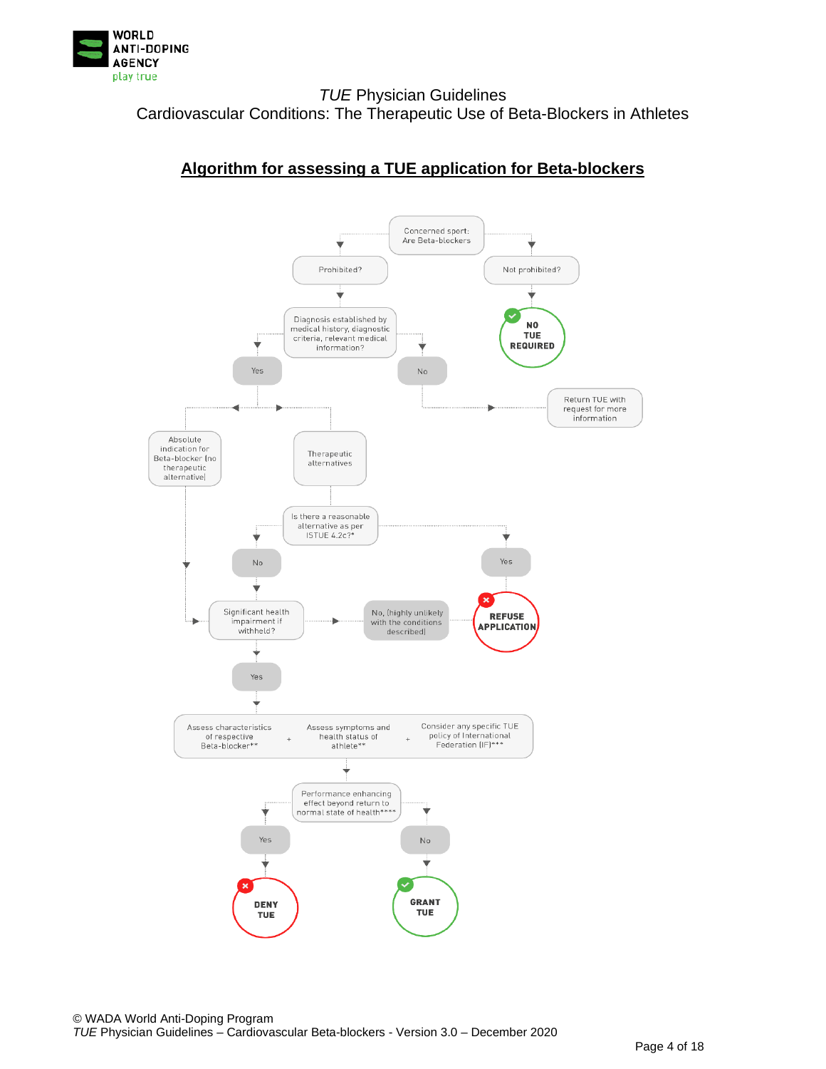# *TUE* Physician Guidelines
## Cardiovascular Conditions: The Therapeutic Use of Beta-Blockers in Athletes

### **Algorithm for assessing a TUE application for Beta-blockers**

Concerned sport: Are Beta-blockers

- Prohibited?
  - Diagnosis established by medical history, diagnostic criteria, relevant medical information?
    - Yes
      - Absolute indication for Beta-blocker (no therapeutic alternative) → Significant health impairment if withheld?
      - Therapeutic alternatives → Is there a reasonable alternative as per ISTUE 4.2c?*
        - No → Significant health impairment if withheld?
        - Yes → **REFUSE APPLICATION**
    - No → Return TUE with request for more information
- Not prohibited? → **NO TUE REQUIRED**

Significant health impairment if withheld?

- No, (highly unlikely with the conditions described) → **REFUSE APPLICATION**
- Yes → Assess characteristics of respective Beta-blocker** + Assess symptoms and health status of athlete** + Consider any specific TUE policy of International Federation (IF)***
  - Performance enhancing effect beyond return to normal state of health****
    - Yes → **DENY TUE**
    - No → **GRANT TUE**

© WADA World Anti-Doping Program
*TUE* Physician Guidelines – Cardiovascular Beta-blockers - Version 3.0 – December 2020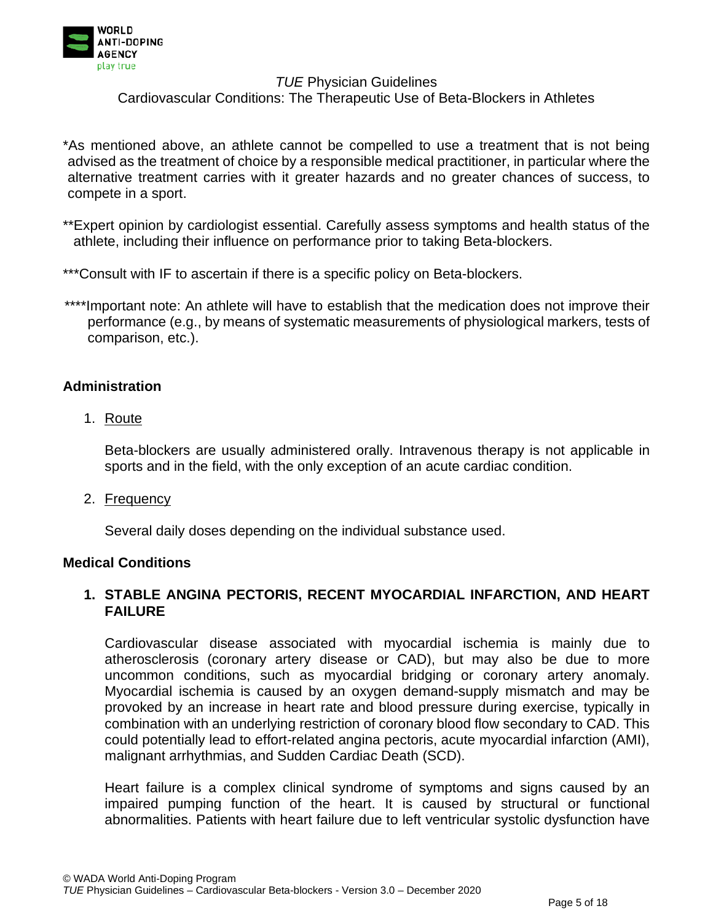*As mentioned above, an athlete cannot be compelled to use a treatment that is not being advised as the treatment of choice by a responsible medical practitioner, in particular where the alternative treatment carries with it greater hazards and no greater chances of success, to compete in a sport.

**Expert opinion by cardiologist essential. Carefully assess symptoms and health status of the athlete, including their influence on performance prior to taking Beta-blockers.

***Consult with IF to ascertain if there is a specific policy on Beta-blockers.

****Important note: An athlete will have to establish that the medication does not improve their performance (e.g., by means of systematic measurements of physiological markers, tests of comparison, etc.).

## Administration

1. Route

   Beta-blockers are usually administered orally. Intravenous therapy is not applicable in sports and in the field, with the only exception of an acute cardiac condition.

2. Frequency

   Several daily doses depending on the individual substance used.

## Medical Conditions

### 1. STABLE ANGINA PECTORIS, RECENT MYOCARDIAL INFARCTION, AND HEART FAILURE

Cardiovascular disease associated with myocardial ischemia is mainly due to atherosclerosis (coronary artery disease or CAD), but may also be due to more uncommon conditions, such as myocardial bridging or coronary artery anomaly. Myocardial ischemia is caused by an oxygen demand-supply mismatch and may be provoked by an increase in heart rate and blood pressure during exercise, typically in combination with an underlying restriction of coronary blood flow secondary to CAD. This could potentially lead to effort-related angina pectoris, acute myocardial infarction (AMI), malignant arrhythmias, and Sudden Cardiac Death (SCD).

Heart failure is a complex clinical syndrome of symptoms and signs caused by an impaired pumping function of the heart. It is caused by structural or functional abnormalities. Patients with heart failure due to left ventricular systolic dysfunction have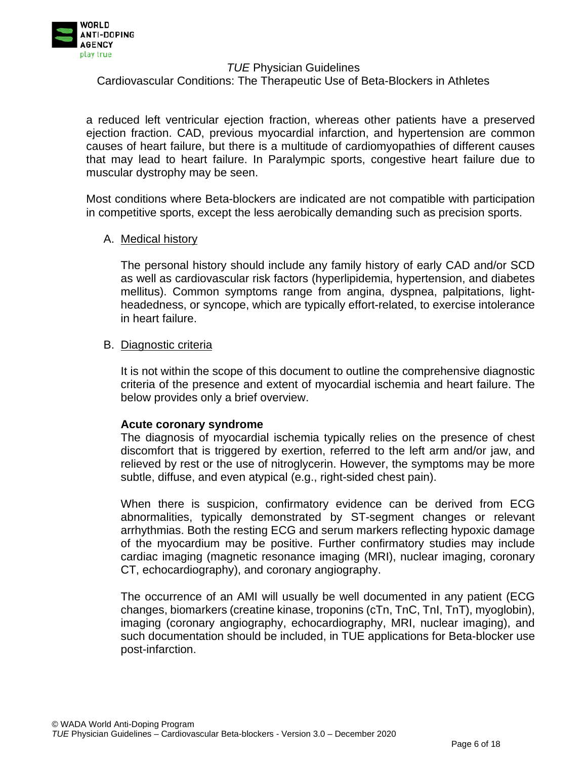a reduced left ventricular ejection fraction, whereas other patients have a preserved ejection fraction. CAD, previous myocardial infarction, and hypertension are common causes of heart failure, but there is a multitude of cardiomyopathies of different causes that may lead to heart failure. In Paralympic sports, congestive heart failure due to muscular dystrophy may be seen.

Most conditions where Beta-blockers are indicated are not compatible with participation in competitive sports, except the less aerobically demanding such as precision sports.

A. <u>Medical history</u>

The personal history should include any family history of early CAD and/or SCD as well as cardiovascular risk factors (hyperlipidemia, hypertension, and diabetes mellitus). Common symptoms range from angina, dyspnea, palpitations, light-headedness, or syncope, which are typically effort-related, to exercise intolerance in heart failure.

B. <u>Diagnostic criteria</u>

It is not within the scope of this document to outline the comprehensive diagnostic criteria of the presence and extent of myocardial ischemia and heart failure. The below provides only a brief overview.

**Acute coronary syndrome**

The diagnosis of myocardial ischemia typically relies on the presence of chest discomfort that is triggered by exertion, referred to the left arm and/or jaw, and relieved by rest or the use of nitroglycerin. However, the symptoms may be more subtle, diffuse, and even atypical (e.g., right-sided chest pain).

When there is suspicion, confirmatory evidence can be derived from ECG abnormalities, typically demonstrated by ST-segment changes or relevant arrhythmias. Both the resting ECG and serum markers reflecting hypoxic damage of the myocardium may be positive. Further confirmatory studies may include cardiac imaging (magnetic resonance imaging (MRI), nuclear imaging, coronary CT, echocardiography), and coronary angiography.

The occurrence of an AMI will usually be well documented in any patient (ECG changes, biomarkers (creatine kinase, troponins (cTn, TnC, TnI, TnT), myoglobin), imaging (coronary angiography, echocardiography, MRI, nuclear imaging), and such documentation should be included, in TUE applications for Beta-blocker use post-infarction.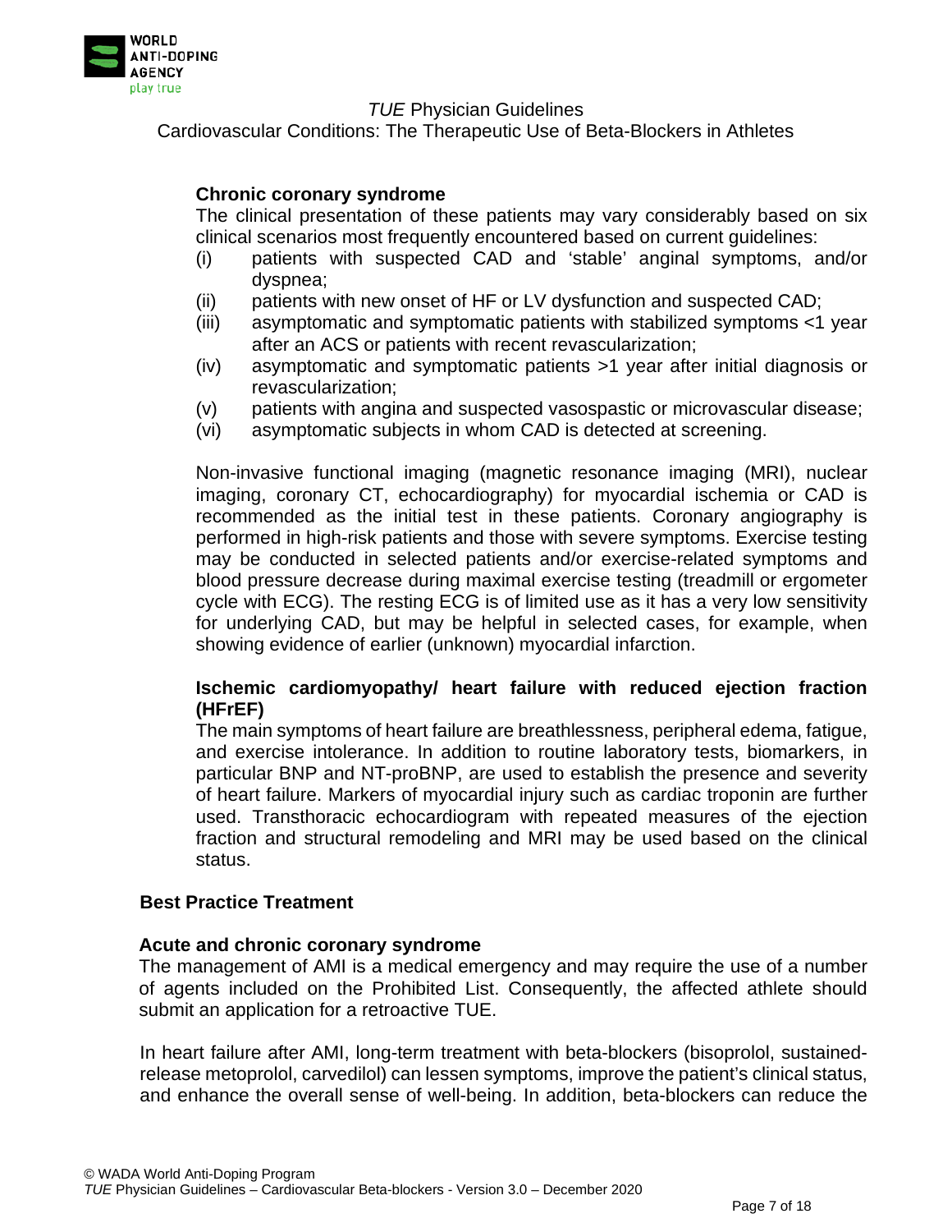### Chronic coronary syndrome

The clinical presentation of these patients may vary considerably based on six clinical scenarios most frequently encountered based on current guidelines:

- (i) patients with suspected CAD and 'stable' anginal symptoms, and/or dyspnea;
- (ii) patients with new onset of HF or LV dysfunction and suspected CAD;
- (iii) asymptomatic and symptomatic patients with stabilized symptoms <1 year after an ACS or patients with recent revascularization;
- (iv) asymptomatic and symptomatic patients >1 year after initial diagnosis or revascularization;
- (v) patients with angina and suspected vasospastic or microvascular disease;
- (vi) asymptomatic subjects in whom CAD is detected at screening.

Non-invasive functional imaging (magnetic resonance imaging (MRI), nuclear imaging, coronary CT, echocardiography) for myocardial ischemia or CAD is recommended as the initial test in these patients. Coronary angiography is performed in high-risk patients and those with severe symptoms. Exercise testing may be conducted in selected patients and/or exercise-related symptoms and blood pressure decrease during maximal exercise testing (treadmill or ergometer cycle with ECG). The resting ECG is of limited use as it has a very low sensitivity for underlying CAD, but may be helpful in selected cases, for example, when showing evidence of earlier (unknown) myocardial infarction.

### Ischemic cardiomyopathy/ heart failure with reduced ejection fraction (HFrEF)

The main symptoms of heart failure are breathlessness, peripheral edema, fatigue, and exercise intolerance. In addition to routine laboratory tests, biomarkers, in particular BNP and NT-proBNP, are used to establish the presence and severity of heart failure. Markers of myocardial injury such as cardiac troponin are further used. Transthoracic echocardiogram with repeated measures of the ejection fraction and structural remodeling and MRI may be used based on the clinical status.

## Best Practice Treatment

### Acute and chronic coronary syndrome

The management of AMI is a medical emergency and may require the use of a number of agents included on the Prohibited List. Consequently, the affected athlete should submit an application for a retroactive TUE.

In heart failure after AMI, long-term treatment with beta-blockers (bisoprolol, sustained-release metoprolol, carvedilol) can lessen symptoms, improve the patient's clinical status, and enhance the overall sense of well-being. In addition, beta-blockers can reduce the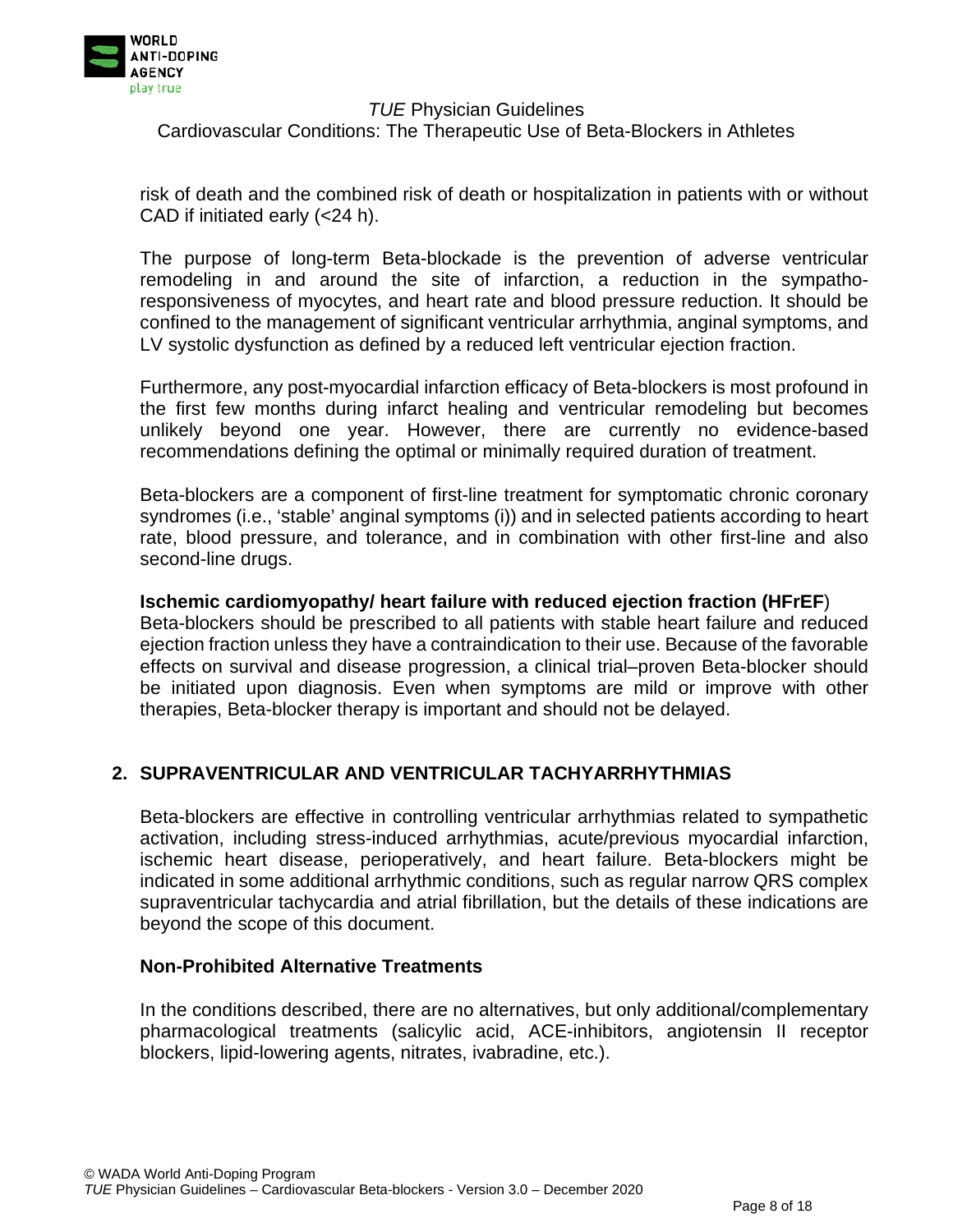risk of death and the combined risk of death or hospitalization in patients with or without CAD if initiated early (<24 h).

The purpose of long-term Beta-blockade is the prevention of adverse ventricular remodeling in and around the site of infarction, a reduction in the sympatho-responsiveness of myocytes, and heart rate and blood pressure reduction. It should be confined to the management of significant ventricular arrhythmia, anginal symptoms, and LV systolic dysfunction as defined by a reduced left ventricular ejection fraction.

Furthermore, any post-myocardial infarction efficacy of Beta-blockers is most profound in the first few months during infarct healing and ventricular remodeling but becomes unlikely beyond one year. However, there are currently no evidence-based recommendations defining the optimal or minimally required duration of treatment.

Beta-blockers are a component of first-line treatment for symptomatic chronic coronary syndromes (i.e., 'stable' anginal symptoms (i)) and in selected patients according to heart rate, blood pressure, and tolerance, and in combination with other first-line and also second-line drugs.

**Ischemic cardiomyopathy/ heart failure with reduced ejection fraction (HFrEF**)
Beta-blockers should be prescribed to all patients with stable heart failure and reduced ejection fraction unless they have a contraindication to their use. Because of the favorable effects on survival and disease progression, a clinical trial–proven Beta-blocker should be initiated upon diagnosis. Even when symptoms are mild or improve with other therapies, Beta-blocker therapy is important and should not be delayed.

## 2. SUPRAVENTRICULAR AND VENTRICULAR TACHYARRHYTHMIAS

Beta-blockers are effective in controlling ventricular arrhythmias related to sympathetic activation, including stress-induced arrhythmias, acute/previous myocardial infarction, ischemic heart disease, perioperatively, and heart failure. Beta-blockers might be indicated in some additional arrhythmic conditions, such as regular narrow QRS complex supraventricular tachycardia and atrial fibrillation, but the details of these indications are beyond the scope of this document.

### Non-Prohibited Alternative Treatments

In the conditions described, there are no alternatives, but only additional/complementary pharmacological treatments (salicylic acid, ACE-inhibitors, angiotensin II receptor blockers, lipid-lowering agents, nitrates, ivabradine, etc.).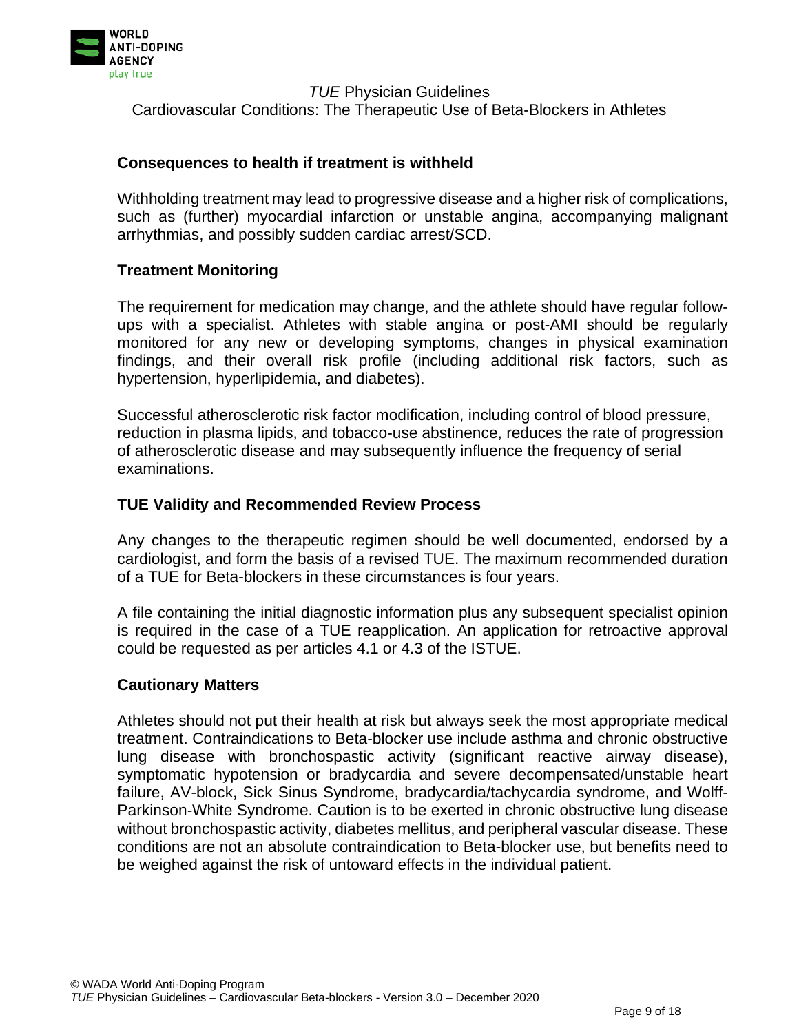## Consequences to health if treatment is withheld

Withholding treatment may lead to progressive disease and a higher risk of complications, such as (further) myocardial infarction or unstable angina, accompanying malignant arrhythmias, and possibly sudden cardiac arrest/SCD.

## Treatment Monitoring

The requirement for medication may change, and the athlete should have regular follow-ups with a specialist. Athletes with stable angina or post-AMI should be regularly monitored for any new or developing symptoms, changes in physical examination findings, and their overall risk profile (including additional risk factors, such as hypertension, hyperlipidemia, and diabetes).

Successful atherosclerotic risk factor modification, including control of blood pressure, reduction in plasma lipids, and tobacco-use abstinence, reduces the rate of progression of atherosclerotic disease and may subsequently influence the frequency of serial examinations.

## TUE Validity and Recommended Review Process

Any changes to the therapeutic regimen should be well documented, endorsed by a cardiologist, and form the basis of a revised TUE. The maximum recommended duration of a TUE for Beta-blockers in these circumstances is four years.

A file containing the initial diagnostic information plus any subsequent specialist opinion is required in the case of a TUE reapplication. An application for retroactive approval could be requested as per articles 4.1 or 4.3 of the ISTUE.

## Cautionary Matters

Athletes should not put their health at risk but always seek the most appropriate medical treatment. Contraindications to Beta-blocker use include asthma and chronic obstructive lung disease with bronchospastic activity (significant reactive airway disease), symptomatic hypotension or bradycardia and severe decompensated/unstable heart failure, AV-block, Sick Sinus Syndrome, bradycardia/tachycardia syndrome, and Wolff-Parkinson-White Syndrome. Caution is to be exerted in chronic obstructive lung disease without bronchospastic activity, diabetes mellitus, and peripheral vascular disease. These conditions are not an absolute contraindication to Beta-blocker use, but benefits need to be weighed against the risk of untoward effects in the individual patient.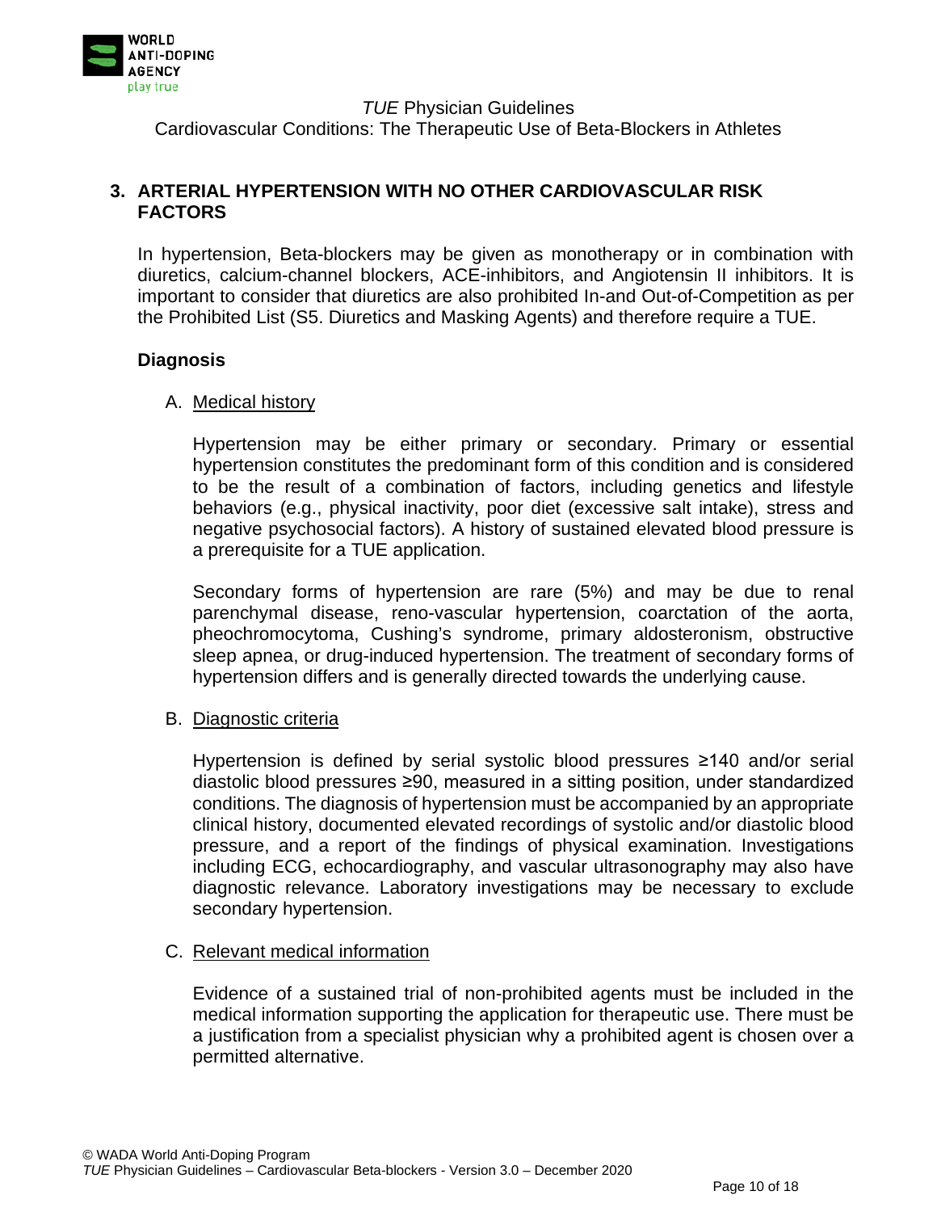## 3. ARTERIAL HYPERTENSION WITH NO OTHER CARDIOVASCULAR RISK FACTORS

In hypertension, Beta-blockers may be given as monotherapy or in combination with diuretics, calcium-channel blockers, ACE-inhibitors, and Angiotensin II inhibitors. It is important to consider that diuretics are also prohibited In-and Out-of-Competition as per the Prohibited List (S5. Diuretics and Masking Agents) and therefore require a TUE.

### Diagnosis

A. Medical history

Hypertension may be either primary or secondary. Primary or essential hypertension constitutes the predominant form of this condition and is considered to be the result of a combination of factors, including genetics and lifestyle behaviors (e.g., physical inactivity, poor diet (excessive salt intake), stress and negative psychosocial factors). A history of sustained elevated blood pressure is a prerequisite for a TUE application.

Secondary forms of hypertension are rare (5%) and may be due to renal parenchymal disease, reno-vascular hypertension, coarctation of the aorta, pheochromocytoma, Cushing's syndrome, primary aldosteronism, obstructive sleep apnea, or drug-induced hypertension. The treatment of secondary forms of hypertension differs and is generally directed towards the underlying cause.

B. Diagnostic criteria

Hypertension is defined by serial systolic blood pressures ≥140 and/or serial diastolic blood pressures ≥90, measured in a sitting position, under standardized conditions. The diagnosis of hypertension must be accompanied by an appropriate clinical history, documented elevated recordings of systolic and/or diastolic blood pressure, and a report of the findings of physical examination. Investigations including ECG, echocardiography, and vascular ultrasonography may also have diagnostic relevance. Laboratory investigations may be necessary to exclude secondary hypertension.

C. Relevant medical information

Evidence of a sustained trial of non-prohibited agents must be included in the medical information supporting the application for therapeutic use. There must be a justification from a specialist physician why a prohibited agent is chosen over a permitted alternative.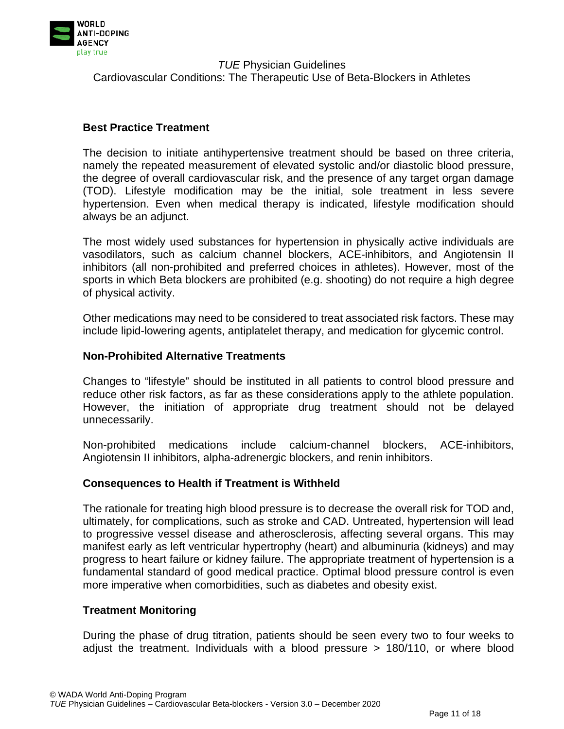## Best Practice Treatment

The decision to initiate antihypertensive treatment should be based on three criteria, namely the repeated measurement of elevated systolic and/or diastolic blood pressure, the degree of overall cardiovascular risk, and the presence of any target organ damage (TOD). Lifestyle modification may be the initial, sole treatment in less severe hypertension. Even when medical therapy is indicated, lifestyle modification should always be an adjunct.

The most widely used substances for hypertension in physically active individuals are vasodilators, such as calcium channel blockers, ACE-inhibitors, and Angiotensin II inhibitors (all non-prohibited and preferred choices in athletes). However, most of the sports in which Beta blockers are prohibited (e.g. shooting) do not require a high degree of physical activity.

Other medications may need to be considered to treat associated risk factors. These may include lipid-lowering agents, antiplatelet therapy, and medication for glycemic control.

## Non-Prohibited Alternative Treatments

Changes to "lifestyle" should be instituted in all patients to control blood pressure and reduce other risk factors, as far as these considerations apply to the athlete population. However, the initiation of appropriate drug treatment should not be delayed unnecessarily.

Non-prohibited medications include calcium-channel blockers, ACE-inhibitors, Angiotensin II inhibitors, alpha-adrenergic blockers, and renin inhibitors.

## Consequences to Health if Treatment is Withheld

The rationale for treating high blood pressure is to decrease the overall risk for TOD and, ultimately, for complications, such as stroke and CAD. Untreated, hypertension will lead to progressive vessel disease and atherosclerosis, affecting several organs. This may manifest early as left ventricular hypertrophy (heart) and albuminuria (kidneys) and may progress to heart failure or kidney failure. The appropriate treatment of hypertension is a fundamental standard of good medical practice. Optimal blood pressure control is even more imperative when comorbidities, such as diabetes and obesity exist.

## Treatment Monitoring

During the phase of drug titration, patients should be seen every two to four weeks to adjust the treatment. Individuals with a blood pressure > 180/110, or where blood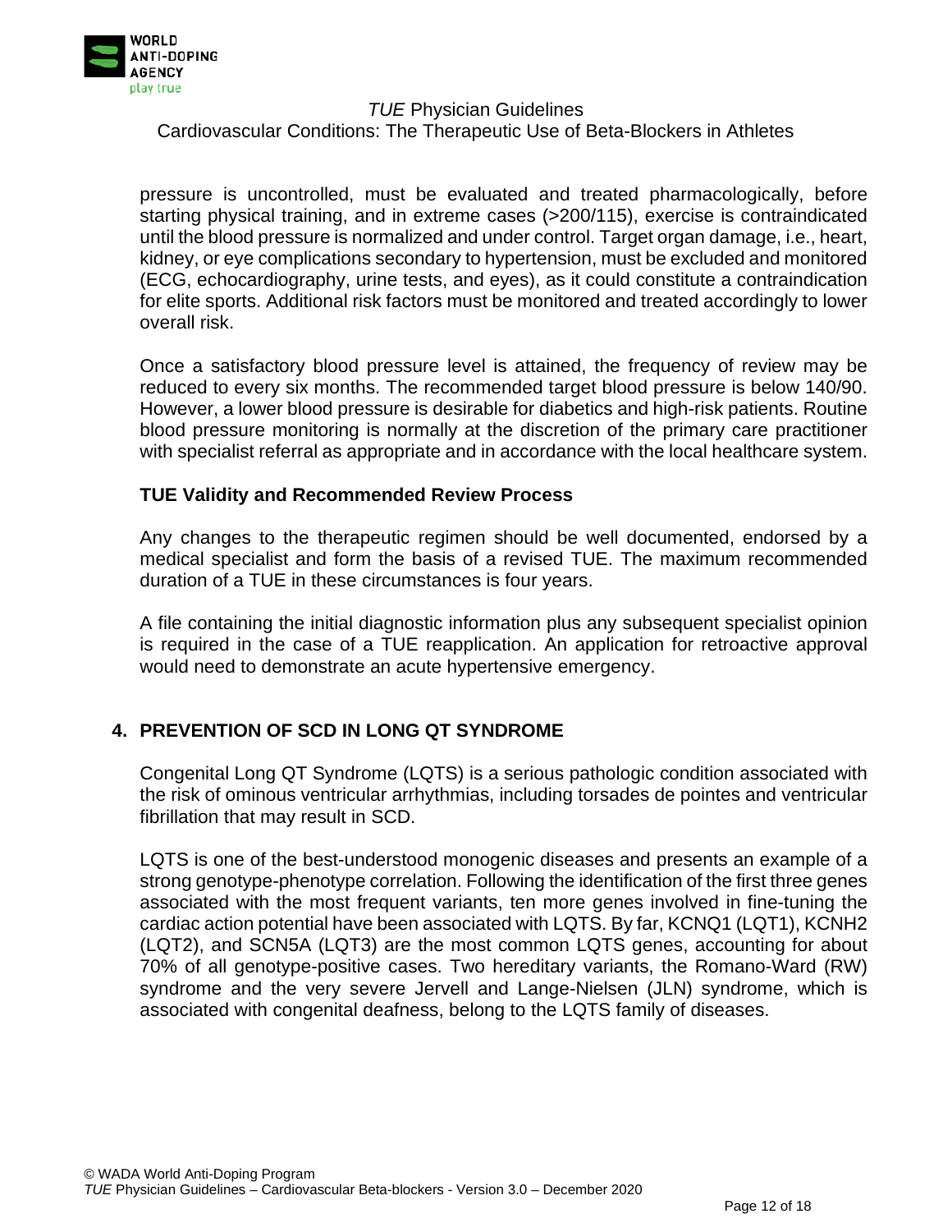pressure is uncontrolled, must be evaluated and treated pharmacologically, before starting physical training, and in extreme cases (>200/115), exercise is contraindicated until the blood pressure is normalized and under control. Target organ damage, i.e., heart, kidney, or eye complications secondary to hypertension, must be excluded and monitored (ECG, echocardiography, urine tests, and eyes), as it could constitute a contraindication for elite sports. Additional risk factors must be monitored and treated accordingly to lower overall risk.

Once a satisfactory blood pressure level is attained, the frequency of review may be reduced to every six months. The recommended target blood pressure is below 140/90. However, a lower blood pressure is desirable for diabetics and high-risk patients. Routine blood pressure monitoring is normally at the discretion of the primary care practitioner with specialist referral as appropriate and in accordance with the local healthcare system.

### TUE Validity and Recommended Review Process

Any changes to the therapeutic regimen should be well documented, endorsed by a medical specialist and form the basis of a revised TUE. The maximum recommended duration of a TUE in these circumstances is four years.

A file containing the initial diagnostic information plus any subsequent specialist opinion is required in the case of a TUE reapplication. An application for retroactive approval would need to demonstrate an acute hypertensive emergency.

## 4. PREVENTION OF SCD IN LONG QT SYNDROME

Congenital Long QT Syndrome (LQTS) is a serious pathologic condition associated with the risk of ominous ventricular arrhythmias, including torsades de pointes and ventricular fibrillation that may result in SCD.

LQTS is one of the best-understood monogenic diseases and presents an example of a strong genotype-phenotype correlation. Following the identification of the first three genes associated with the most frequent variants, ten more genes involved in fine-tuning the cardiac action potential have been associated with LQTS. By far, KCNQ1 (LQT1), KCNH2 (LQT2), and SCN5A (LQT3) are the most common LQTS genes, accounting for about 70% of all genotype-positive cases. Two hereditary variants, the Romano-Ward (RW) syndrome and the very severe Jervell and Lange-Nielsen (JLN) syndrome, which is associated with congenital deafness, belong to the LQTS family of diseases.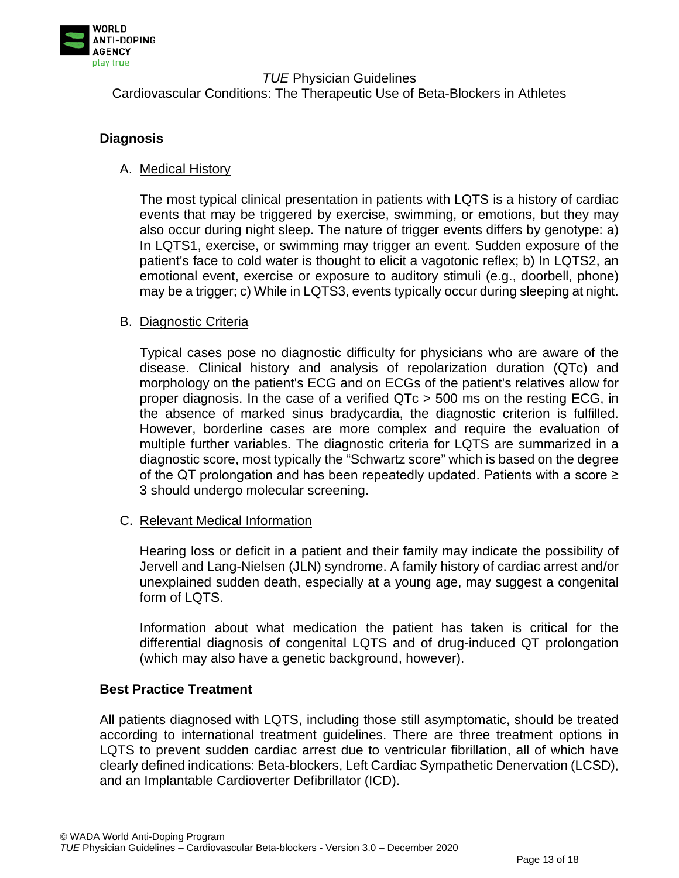## Diagnosis

A. Medical History

The most typical clinical presentation in patients with LQTS is a history of cardiac events that may be triggered by exercise, swimming, or emotions, but they may also occur during night sleep. The nature of trigger events differs by genotype: a) In LQTS1, exercise, or swimming may trigger an event. Sudden exposure of the patient's face to cold water is thought to elicit a vagotonic reflex; b) In LQTS2, an emotional event, exercise or exposure to auditory stimuli (e.g., doorbell, phone) may be a trigger; c) While in LQTS3, events typically occur during sleeping at night.

B. Diagnostic Criteria

Typical cases pose no diagnostic difficulty for physicians who are aware of the disease. Clinical history and analysis of repolarization duration (QTc) and morphology on the patient's ECG and on ECGs of the patient's relatives allow for proper diagnosis. In the case of a verified QTc > 500 ms on the resting ECG, in the absence of marked sinus bradycardia, the diagnostic criterion is fulfilled. However, borderline cases are more complex and require the evaluation of multiple further variables. The diagnostic criteria for LQTS are summarized in a diagnostic score, most typically the "Schwartz score" which is based on the degree of the QT prolongation and has been repeatedly updated. Patients with a score ≥ 3 should undergo molecular screening.

C. Relevant Medical Information

Hearing loss or deficit in a patient and their family may indicate the possibility of Jervell and Lang-Nielsen (JLN) syndrome. A family history of cardiac arrest and/or unexplained sudden death, especially at a young age, may suggest a congenital form of LQTS.

Information about what medication the patient has taken is critical for the differential diagnosis of congenital LQTS and of drug-induced QT prolongation (which may also have a genetic background, however).

## Best Practice Treatment

All patients diagnosed with LQTS, including those still asymptomatic, should be treated according to international treatment guidelines. There are three treatment options in LQTS to prevent sudden cardiac arrest due to ventricular fibrillation, all of which have clearly defined indications: Beta-blockers, Left Cardiac Sympathetic Denervation (LCSD), and an Implantable Cardioverter Defibrillator (ICD).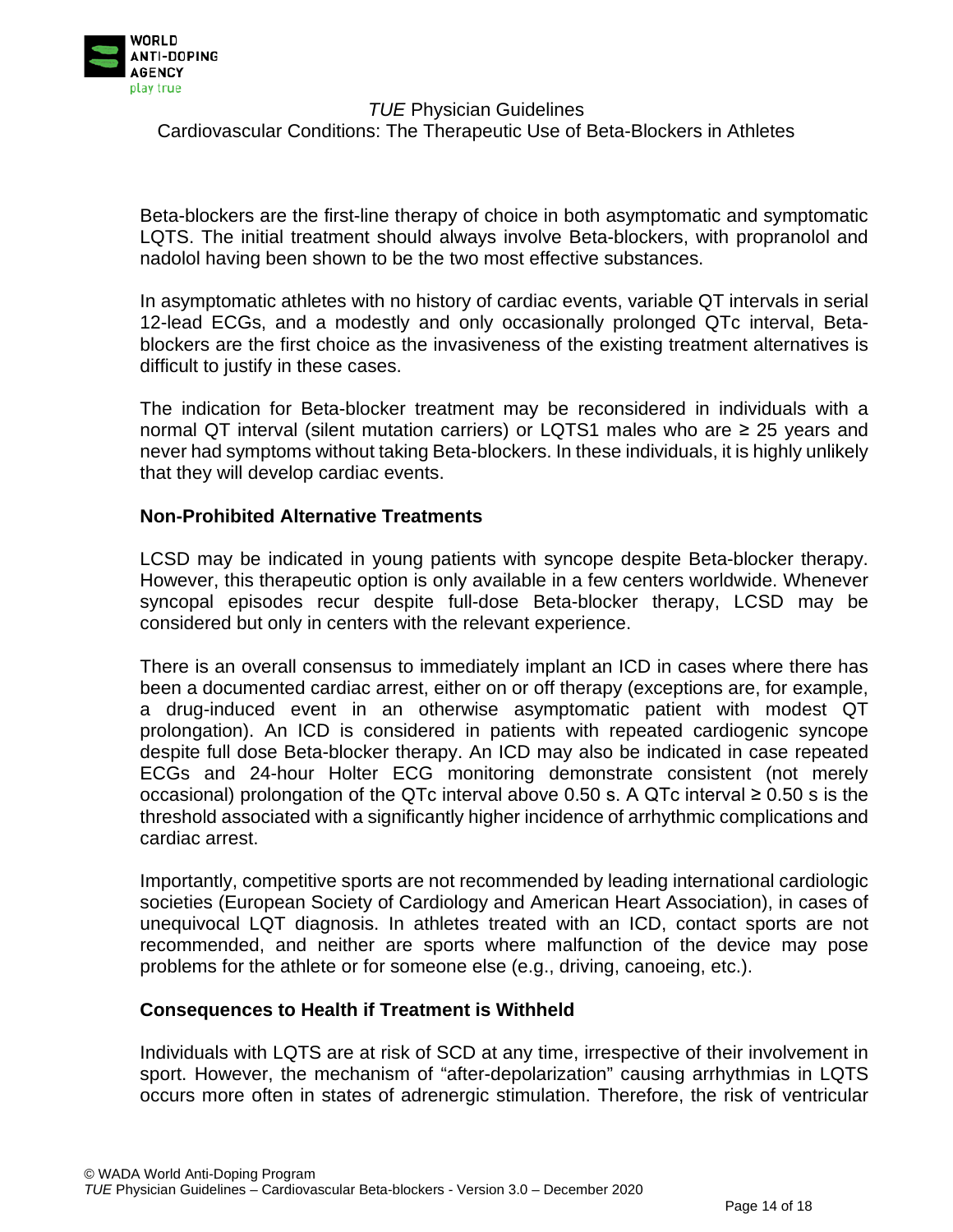Beta-blockers are the first-line therapy of choice in both asymptomatic and symptomatic LQTS. The initial treatment should always involve Beta-blockers, with propranolol and nadolol having been shown to be the two most effective substances.

In asymptomatic athletes with no history of cardiac events, variable QT intervals in serial 12-lead ECGs, and a modestly and only occasionally prolonged QTc interval, Beta-blockers are the first choice as the invasiveness of the existing treatment alternatives is difficult to justify in these cases.

The indication for Beta-blocker treatment may be reconsidered in individuals with a normal QT interval (silent mutation carriers) or LQTS1 males who are ≥ 25 years and never had symptoms without taking Beta-blockers. In these individuals, it is highly unlikely that they will develop cardiac events.

### Non-Prohibited Alternative Treatments

LCSD may be indicated in young patients with syncope despite Beta-blocker therapy. However, this therapeutic option is only available in a few centers worldwide. Whenever syncopal episodes recur despite full-dose Beta-blocker therapy, LCSD may be considered but only in centers with the relevant experience.

There is an overall consensus to immediately implant an ICD in cases where there has been a documented cardiac arrest, either on or off therapy (exceptions are, for example, a drug-induced event in an otherwise asymptomatic patient with modest QT prolongation). An ICD is considered in patients with repeated cardiogenic syncope despite full dose Beta-blocker therapy. An ICD may also be indicated in case repeated ECGs and 24-hour Holter ECG monitoring demonstrate consistent (not merely occasional) prolongation of the QTc interval above 0.50 s. A QTc interval ≥ 0.50 s is the threshold associated with a significantly higher incidence of arrhythmic complications and cardiac arrest.

Importantly, competitive sports are not recommended by leading international cardiologic societies (European Society of Cardiology and American Heart Association), in cases of unequivocal LQT diagnosis. In athletes treated with an ICD, contact sports are not recommended, and neither are sports where malfunction of the device may pose problems for the athlete or for someone else (e.g., driving, canoeing, etc.).

### Consequences to Health if Treatment is Withheld

Individuals with LQTS are at risk of SCD at any time, irrespective of their involvement in sport. However, the mechanism of "after-depolarization" causing arrhythmias in LQTS occurs more often in states of adrenergic stimulation. Therefore, the risk of ventricular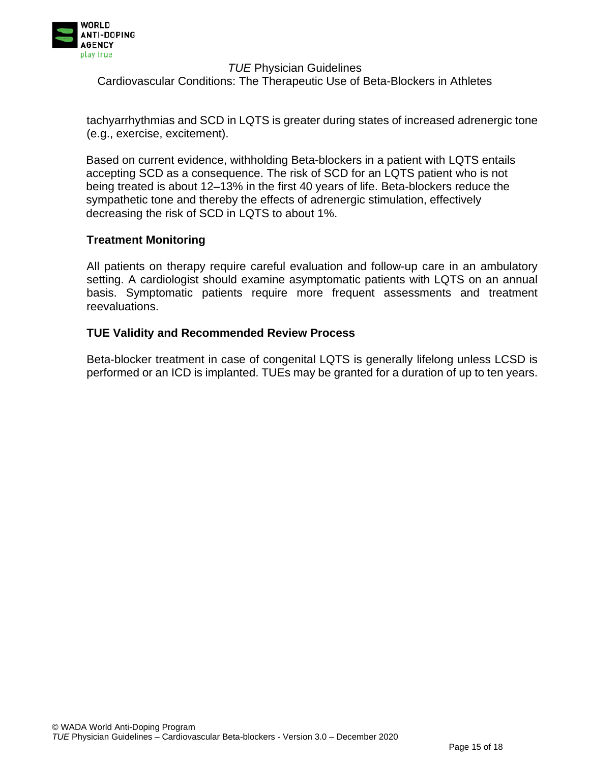tachyarrhythmias and SCD in LQTS is greater during states of increased adrenergic tone (e.g., exercise, excitement).

Based on current evidence, withholding Beta-blockers in a patient with LQTS entails accepting SCD as a consequence. The risk of SCD for an LQTS patient who is not being treated is about 12–13% in the first 40 years of life. Beta-blockers reduce the sympathetic tone and thereby the effects of adrenergic stimulation, effectively decreasing the risk of SCD in LQTS to about 1%.

### Treatment Monitoring

All patients on therapy require careful evaluation and follow-up care in an ambulatory setting. A cardiologist should examine asymptomatic patients with LQTS on an annual basis. Symptomatic patients require more frequent assessments and treatment reevaluations.

### TUE Validity and Recommended Review Process

Beta-blocker treatment in case of congenital LQTS is generally lifelong unless LCSD is performed or an ICD is implanted. TUEs may be granted for a duration of up to ten years.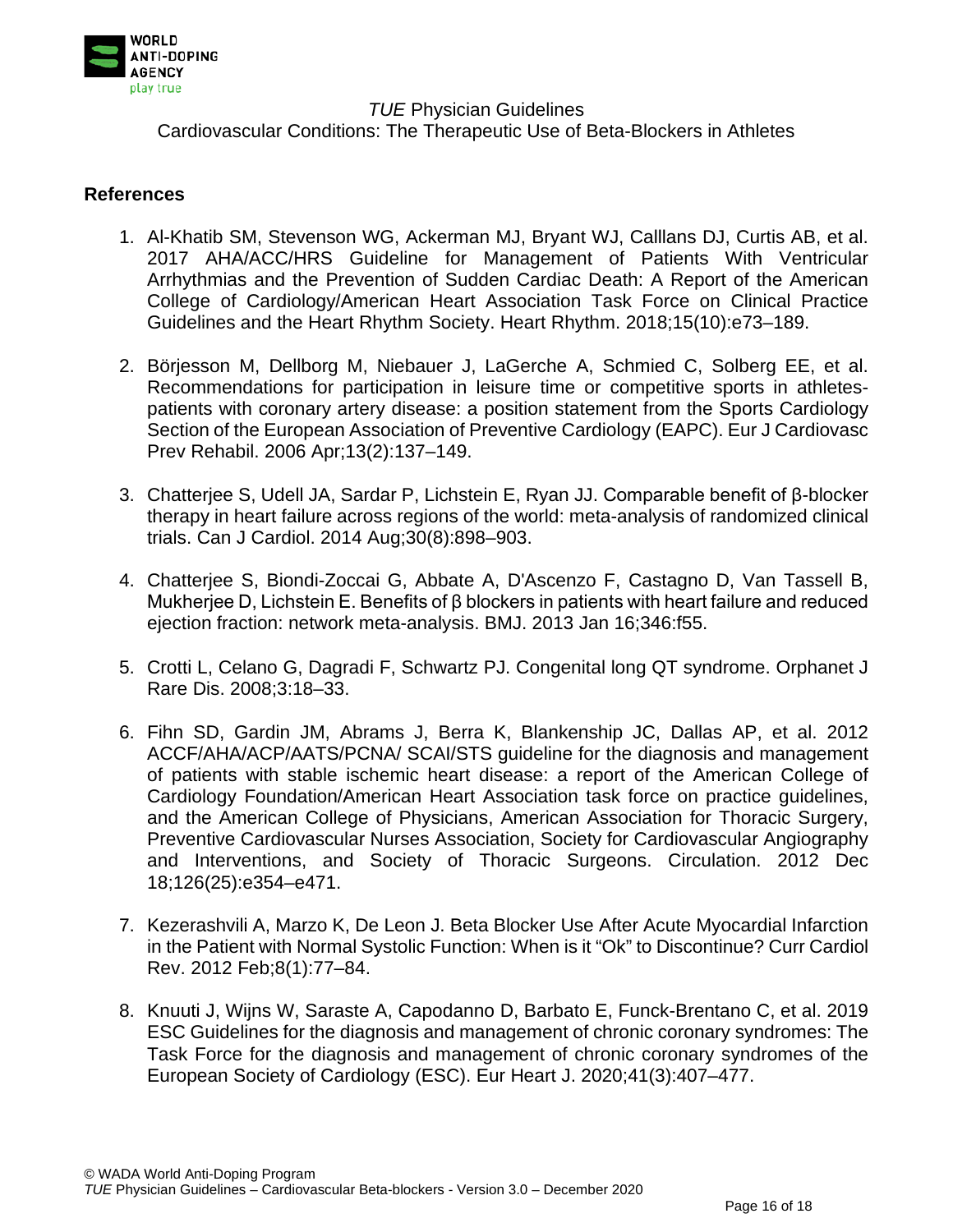## References

1. Al-Khatib SM, Stevenson WG, Ackerman MJ, Bryant WJ, Calllans DJ, Curtis AB, et al. 2017 AHA/ACC/HRS Guideline for Management of Patients With Ventricular Arrhythmias and the Prevention of Sudden Cardiac Death: A Report of the American College of Cardiology/American Heart Association Task Force on Clinical Practice Guidelines and the Heart Rhythm Society. Heart Rhythm. 2018;15(10):e73–189.

2. Börjesson M, Dellborg M, Niebauer J, LaGerche A, Schmied C, Solberg EE, et al. Recommendations for participation in leisure time or competitive sports in athletes-patients with coronary artery disease: a position statement from the Sports Cardiology Section of the European Association of Preventive Cardiology (EAPC). Eur J Cardiovasc Prev Rehabil. 2006 Apr;13(2):137–149.

3. Chatterjee S, Udell JA, Sardar P, Lichstein E, Ryan JJ. Comparable benefit of β-blocker therapy in heart failure across regions of the world: meta-analysis of randomized clinical trials. Can J Cardiol. 2014 Aug;30(8):898–903.

4. Chatterjee S, Biondi-Zoccai G, Abbate A, D'Ascenzo F, Castagno D, Van Tassell B, Mukherjee D, Lichstein E. Benefits of β blockers in patients with heart failure and reduced ejection fraction: network meta-analysis. BMJ. 2013 Jan 16;346:f55.

5. Crotti L, Celano G, Dagradi F, Schwartz PJ. Congenital long QT syndrome. Orphanet J Rare Dis. 2008;3:18–33.

6. Fihn SD, Gardin JM, Abrams J, Berra K, Blankenship JC, Dallas AP, et al. 2012 ACCF/AHA/ACP/AATS/PCNA/ SCAI/STS guideline for the diagnosis and management of patients with stable ischemic heart disease: a report of the American College of Cardiology Foundation/American Heart Association task force on practice guidelines, and the American College of Physicians, American Association for Thoracic Surgery, Preventive Cardiovascular Nurses Association, Society for Cardiovascular Angiography and Interventions, and Society of Thoracic Surgeons. Circulation. 2012 Dec 18;126(25):e354–e471.

7. Kezerashvili A, Marzo K, De Leon J. Beta Blocker Use After Acute Myocardial Infarction in the Patient with Normal Systolic Function: When is it "Ok" to Discontinue? Curr Cardiol Rev. 2012 Feb;8(1):77–84.

8. Knuuti J, Wijns W, Saraste A, Capodanno D, Barbato E, Funck-Brentano C, et al. 2019 ESC Guidelines for the diagnosis and management of chronic coronary syndromes: The Task Force for the diagnosis and management of chronic coronary syndromes of the European Society of Cardiology (ESC). Eur Heart J. 2020;41(3):407–477.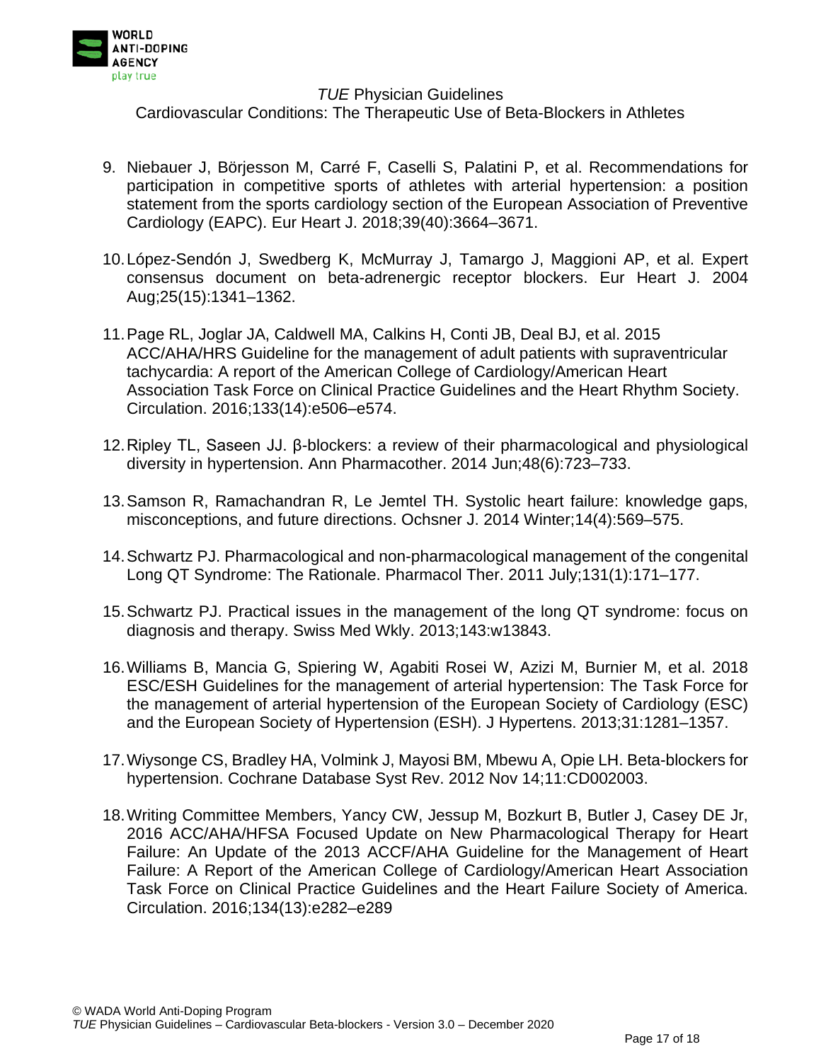9. Niebauer J, Börjesson M, Carré F, Caselli S, Palatini P, et al. Recommendations for participation in competitive sports of athletes with arterial hypertension: a position statement from the sports cardiology section of the European Association of Preventive Cardiology (EAPC). Eur Heart J. 2018;39(40):3664–3671.

10. López-Sendón J, Swedberg K, McMurray J, Tamargo J, Maggioni AP, et al. Expert consensus document on beta-adrenergic receptor blockers. Eur Heart J. 2004 Aug;25(15):1341–1362.

11. Page RL, Joglar JA, Caldwell MA, Calkins H, Conti JB, Deal BJ, et al. 2015 ACC/AHA/HRS Guideline for the management of adult patients with supraventricular tachycardia: A report of the American College of Cardiology/American Heart Association Task Force on Clinical Practice Guidelines and the Heart Rhythm Society. Circulation. 2016;133(14):e506–e574.

12. Ripley TL, Saseen JJ. β-blockers: a review of their pharmacological and physiological diversity in hypertension. Ann Pharmacother. 2014 Jun;48(6):723–733.

13. Samson R, Ramachandran R, Le Jemtel TH. Systolic heart failure: knowledge gaps, misconceptions, and future directions. Ochsner J. 2014 Winter;14(4):569–575.

14. Schwartz PJ. Pharmacological and non-pharmacological management of the congenital Long QT Syndrome: The Rationale. Pharmacol Ther. 2011 July;131(1):171–177.

15. Schwartz PJ. Practical issues in the management of the long QT syndrome: focus on diagnosis and therapy. Swiss Med Wkly. 2013;143:w13843.

16. Williams B, Mancia G, Spiering W, Agabiti Rosei W, Azizi M, Burnier M, et al. 2018 ESC/ESH Guidelines for the management of arterial hypertension: The Task Force for the management of arterial hypertension of the European Society of Cardiology (ESC) and the European Society of Hypertension (ESH). J Hypertens. 2013;31:1281–1357.

17. Wiysonge CS, Bradley HA, Volmink J, Mayosi BM, Mbewu A, Opie LH. Beta-blockers for hypertension. Cochrane Database Syst Rev. 2012 Nov 14;11:CD002003.

18. Writing Committee Members, Yancy CW, Jessup M, Bozkurt B, Butler J, Casey DE Jr, 2016 ACC/AHA/HFSA Focused Update on New Pharmacological Therapy for Heart Failure: An Update of the 2013 ACCF/AHA Guideline for the Management of Heart Failure: A Report of the American College of Cardiology/American Heart Association Task Force on Clinical Practice Guidelines and the Heart Failure Society of America. Circulation. 2016;134(13):e282–e289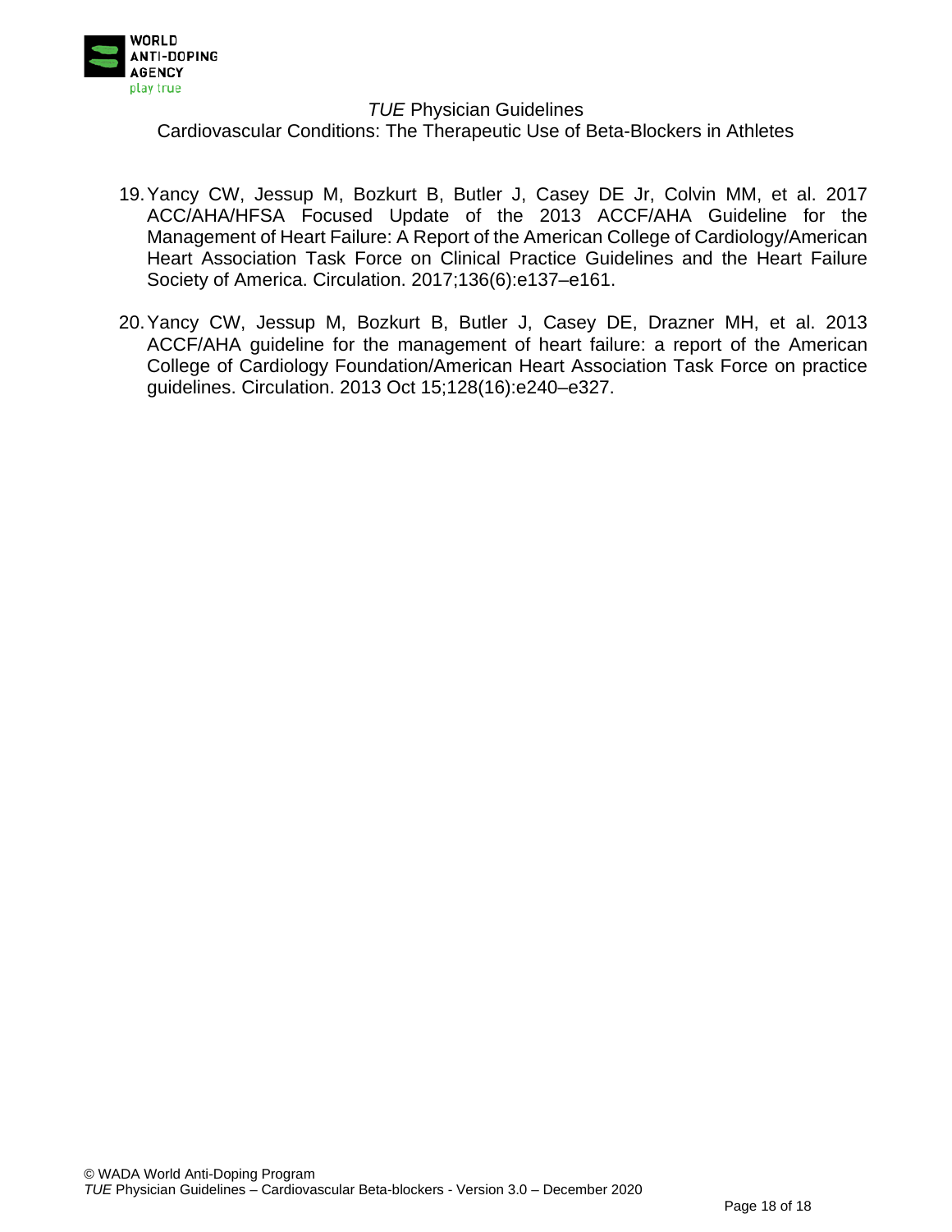19. Yancy CW, Jessup M, Bozkurt B, Butler J, Casey DE Jr, Colvin MM, et al. 2017 ACC/AHA/HFSA Focused Update of the 2013 ACCF/AHA Guideline for the Management of Heart Failure: A Report of the American College of Cardiology/American Heart Association Task Force on Clinical Practice Guidelines and the Heart Failure Society of America. Circulation. 2017;136(6):e137–e161.

20. Yancy CW, Jessup M, Bozkurt B, Butler J, Casey DE, Drazner MH, et al. 2013 ACCF/AHA guideline for the management of heart failure: a report of the American College of Cardiology Foundation/American Heart Association Task Force on practice guidelines. Circulation. 2013 Oct 15;128(16):e240–e327.